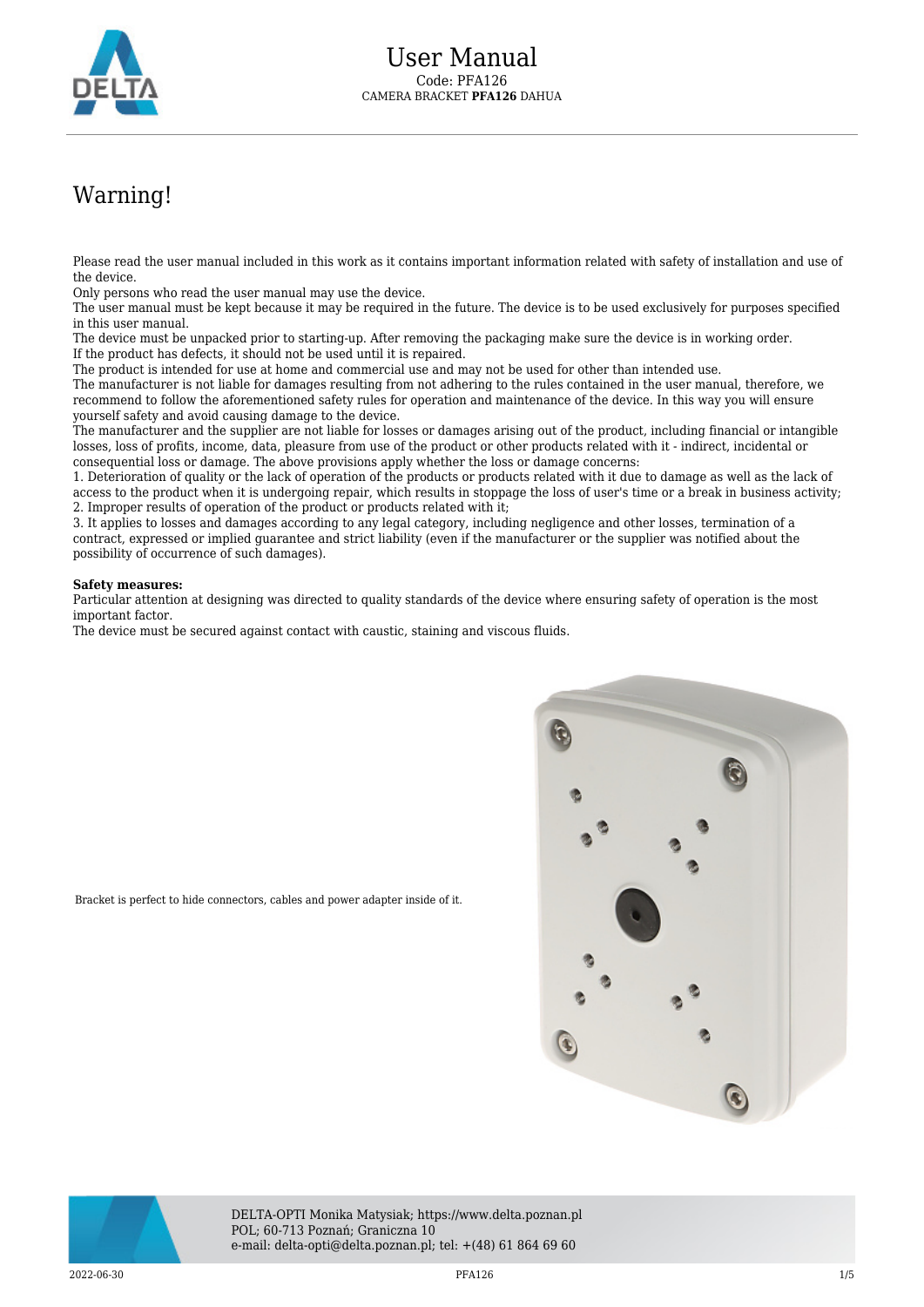# User Manual

Code: PFA126

CAMERA BRACKET **PFA126** DAHUA

# Warning!

Please read the user manual included in this work as it contains important information related with safety of installation and use of the device.

Only persons who read the user manual may use the device.

The user manual must be kept because it may be required in the future. The device is to be used exclusively for purposes specified in this user manual.

The device must be unpacked prior to starting-up. After removing the packaging make sure the device is in working order.

If the product has defects, it should not be used until it is repaired.

The product is intended for use at home and commercial use and may not be used for other than intended use.

The manufacturer is not liable for damages resulting from not adhering to the rules contained in the user manual, therefore, we recommend to follow the aforementioned safety rules for operation and maintenance of the device. In this way you will ensure yourself safety and avoid causing damage to the device.

The manufacturer and the supplier are not liable for losses or damages arising out of the product, including financial or intangible losses, loss of profits, income, data, pleasure from use of the product or other products related with it - indirect, incidental or consequential loss or damage. The above provisions apply whether the loss or damage concerns:

1. Deterioration of quality or the lack of operation of the products or products related with it due to damage as well as the lack of access to the product when it is undergoing repair, which results in stoppage the loss of user's time or a break in business activity;
2. Improper results of operation of the product or products related with it;
3. It applies to losses and damages according to any legal category, including negligence and other losses, termination of a contract, expressed or implied guarantee and strict liability (even if the manufacturer or the supplier was notified about the possibility of occurrence of such damages).

**Safety measures:**

Particular attention at designing was directed to quality standards of the device where ensuring safety of operation is the most important factor.

The device must be secured against contact with caustic, staining and viscous fluids.

Bracket is perfect to hide connectors, cables and power adapter inside of it.

DELTA-OPTI Monika Matysiak; https://www.delta.poznan.pl
POL; 60-713 Poznań; Graniczna 10
e-mail: delta-opti@delta.poznan.pl; tel: +(48) 61 864 69 60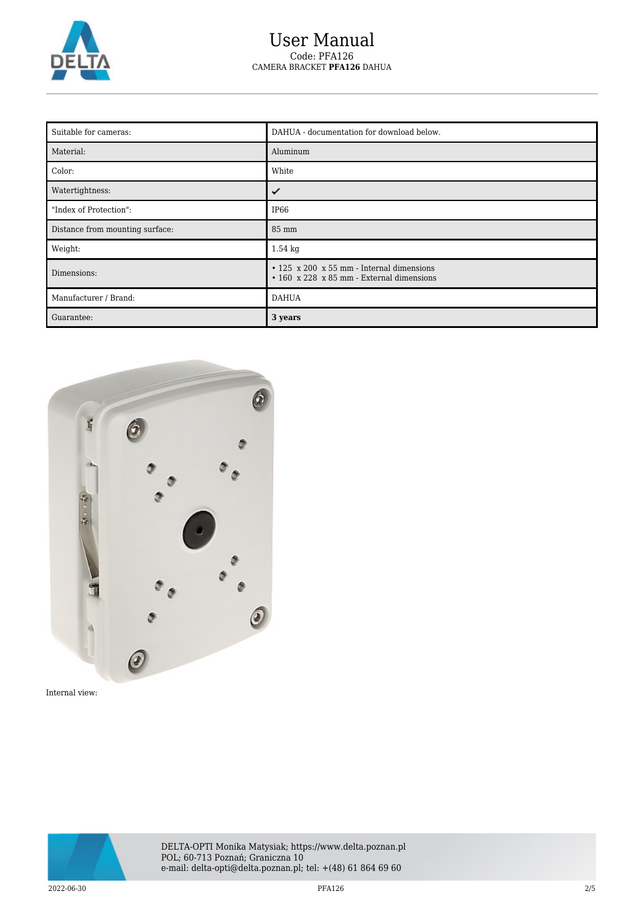| Suitable for cameras: | DAHUA - documentation for download below. |
|---|---|
| Material: | Aluminum |
| Color: | White |
| Watertightness: | ✓ |
| "Index of Protection": | IP66 |
| Distance from mounting surface: | 85 mm |
| Weight: | 1.54 kg |
| Dimensions: | • 125 x 200 x 55 mm - Internal dimensions<br>• 160 x 228 x 85 mm - External dimensions |
| Manufacturer / Brand: | DAHUA |
| Guarantee: | **3 years** |

Internal view: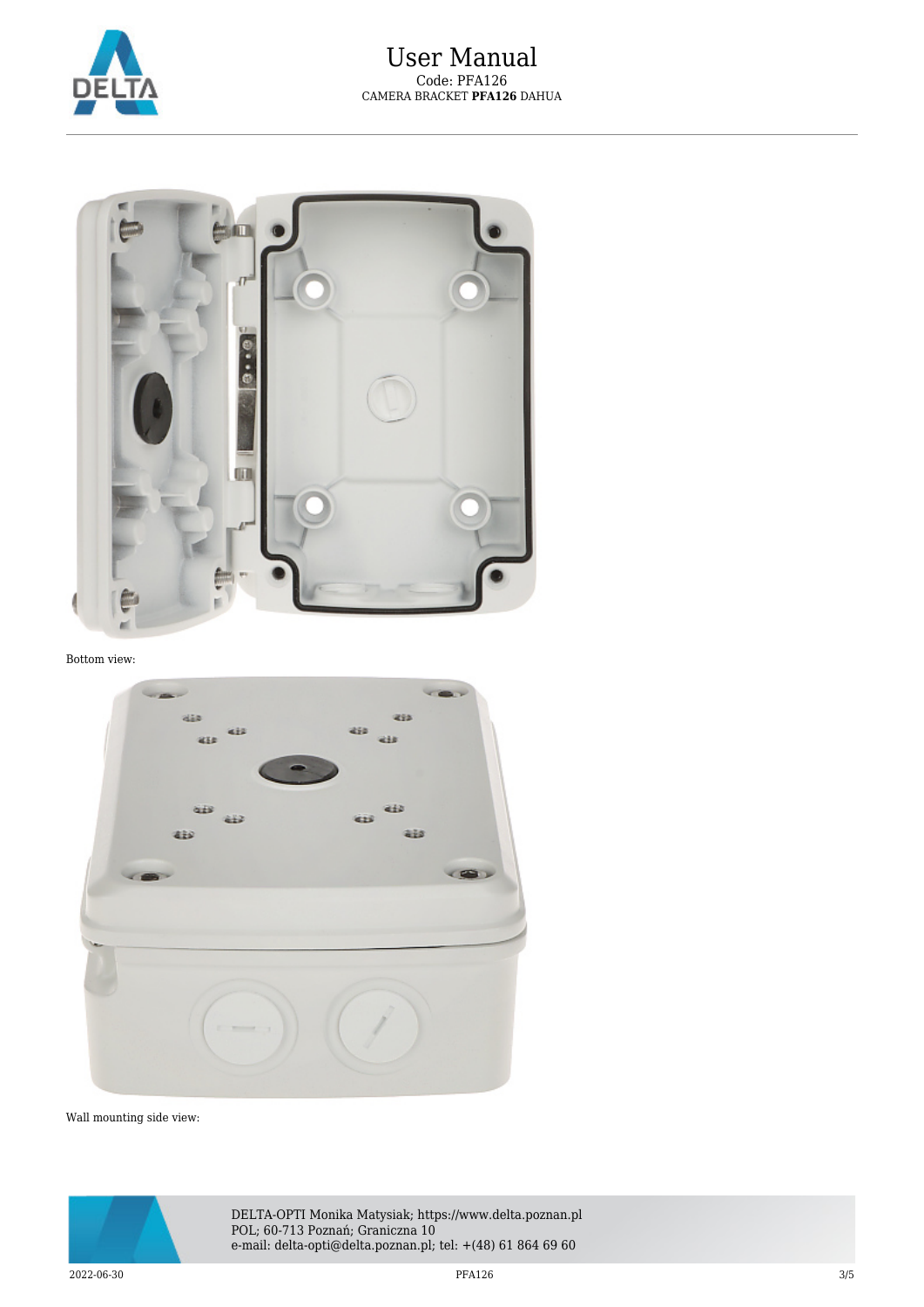Bottom view:

Wall mounting side view: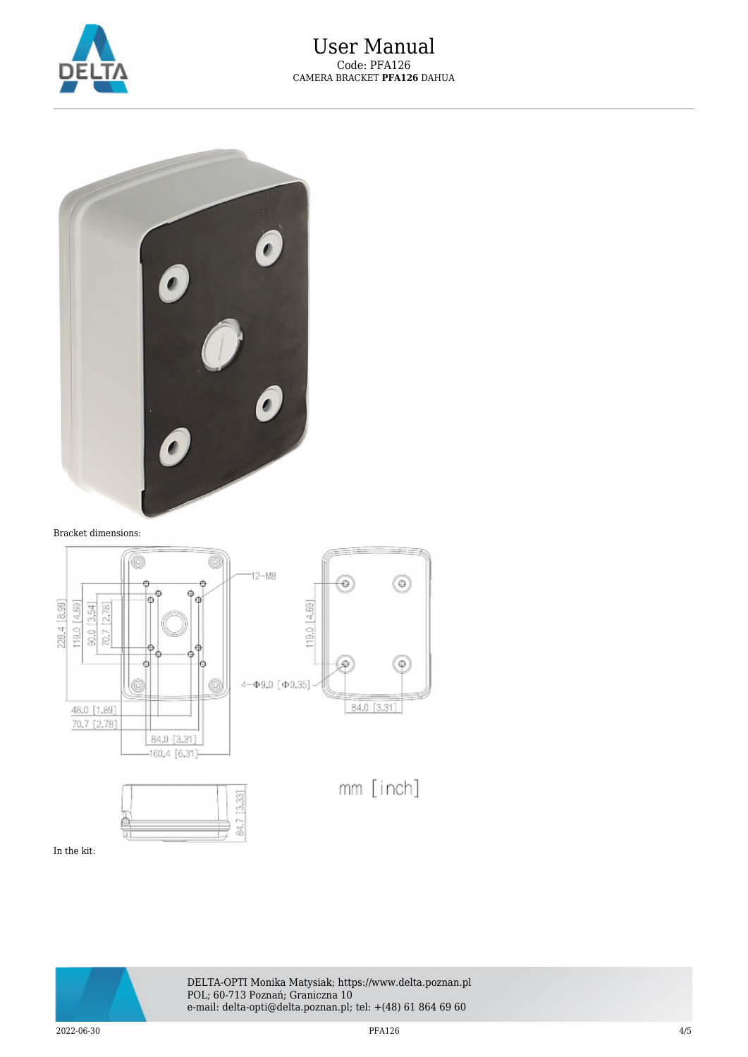Bracket dimensions:

In the kit: